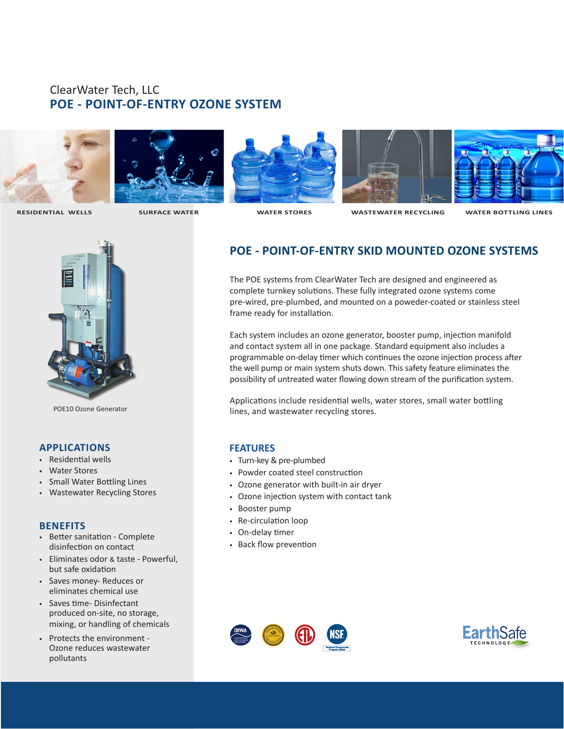ClearWater Tech, LLC

# POE - POINT-OF-ENTRY OZONE SYSTEM

RESIDENTIAL WELLS | SURFACE WATER | WATER STORES | WASTEWATER RECYCLING | WATER BOTTLING LINES

POE10 Ozone Generator

## POE - POINT-OF-ENTRY SKID MOUNTED OZONE SYSTEMS

The POE systems from ClearWater Tech are designed and engineered as complete turnkey solutions. These fully integrated ozone systems come pre-wired, pre-plumbed, and mounted on a poweder-coated or stainless steel frame ready for installation.

Each system includes an ozone generator, booster pump, injection manifold and contact system all in one package. Standard equipment also includes a programmable on-delay timer which continues the ozone injection process after the well pump or main system shuts down. This safety feature eliminates the possibility of untreated water flowing down stream of the purification system.

Applications include residential wells, water stores, small water bottling lines, and wastewater recycling stores.

## APPLICATIONS

- Residential wells
- Water Stores
- Small Water Bottling Lines
- Wastewater Recycling Stores

## BENEFITS

- Better sanitation - Complete disinfection on contact
- Eliminates odor & taste - Powerful, but safe oxidation
- Saves money- Reduces or eliminates chemical use
- Saves time- Disinfectant produced on-site, no storage, mixing, or handling of chemicals
- Protects the environment - Ozone reduces wastewater pollutants

## FEATURES

- Turn-key & pre-plumbed
- Powder coated steel construction
- Ozone generator with built-in air dryer
- Ozone injection system with contact tank
- Booster pump
- Re-circulation loop
- On-delay timer
- Back flow prevention

EarthSafe TECHNOLOGY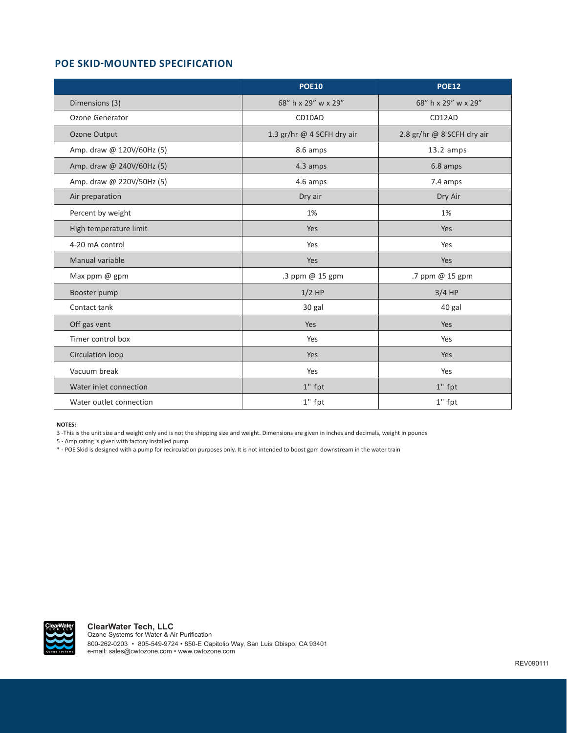## POE SKID-MOUNTED SPECIFICATION

| | POE10 | POE12 |
|---|---|---|
| Dimensions (3) | 68" h x 29" w x 29" | 68" h x 29" w x 29" |
| Ozone Generator | CD10AD | CD12AD |
| Ozone Output | 1.3 gr/hr @ 4 SCFH dry air | 2.8 gr/hr @ 8 SCFH dry air |
| Amp. draw @ 120V/60Hz (5) | 8.6 amps | 13.2 amps |
| Amp. draw @ 240V/60Hz (5) | 4.3 amps | 6.8 amps |
| Amp. draw @ 220V/50Hz (5) | 4.6 amps | 7.4 amps |
| Air preparation | Dry air | Dry Air |
| Percent by weight | 1% | 1% |
| High temperature limit | Yes | Yes |
| 4-20 mA control | Yes | Yes |
| Manual variable | Yes | Yes |
| Max ppm @ gpm | .3 ppm @ 15 gpm | .7 ppm @ 15 gpm |
| Booster pump | 1/2 HP | 3/4 HP |
| Contact tank | 30 gal | 40 gal |
| Off gas vent | Yes | Yes |
| Timer control box | Yes | Yes |
| Circulation loop | Yes | Yes |
| Vacuum break | Yes | Yes |
| Water inlet connection | 1" fpt | 1" fpt |
| Water outlet connection | 1" fpt | 1" fpt |

**NOTES:**

3 -This is the unit size and weight only and is not the shipping size and weight. Dimensions are given in inches and decimals, weight in pounds

5 - Amp rating is given with factory installed pump

* - POE Skid is designed with a pump for recirculation purposes only. It is not intended to boost gpm downstream in the water train

**ClearWater Tech, LLC**
Ozone Systems for Water & Air Purification
800-262-0203 • 805-549-9724 • 850-E Capitolio Way, San Luis Obispo, CA 93401
e-mail: sales@cwtozone.com • www.cwtozone.com

REV090111